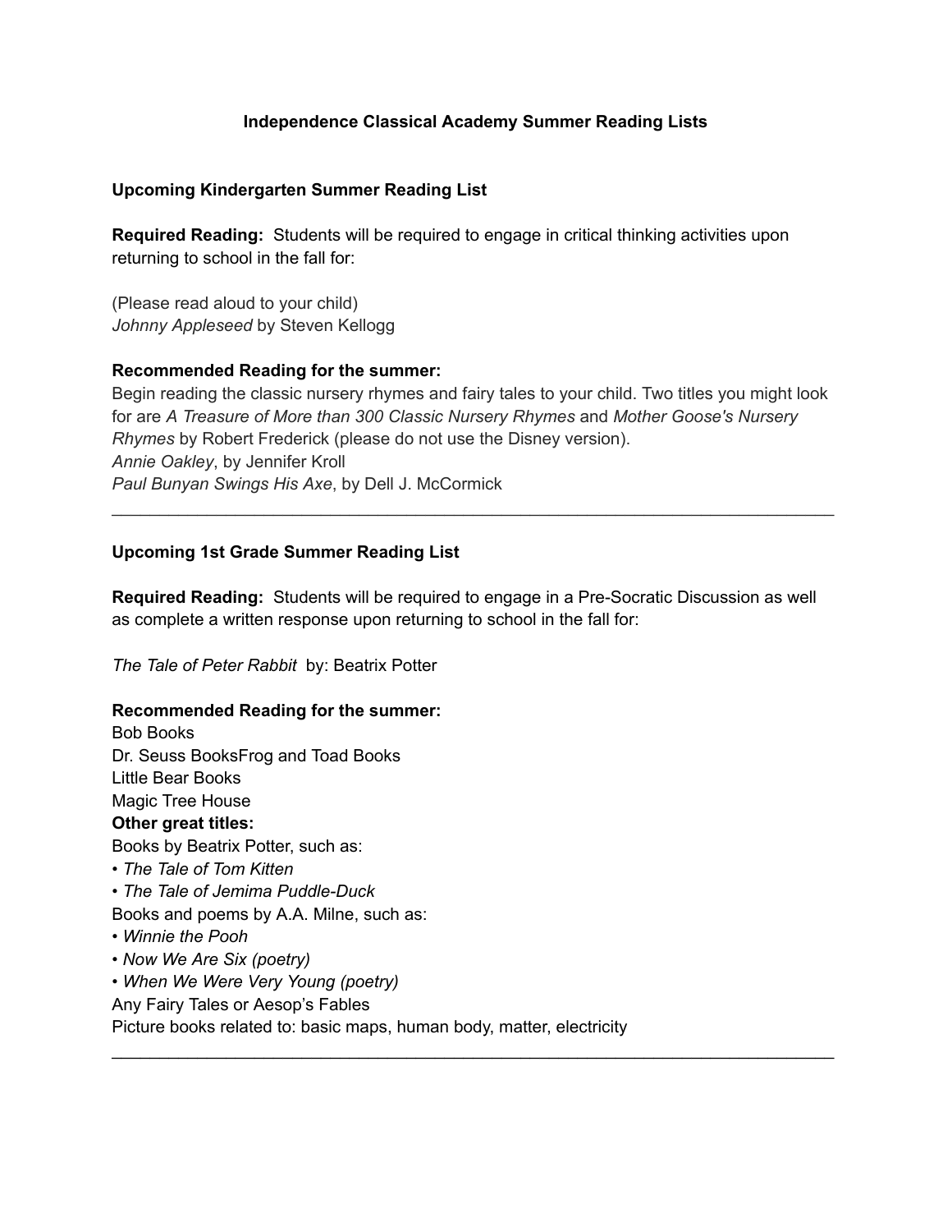# Independence Classical Academy Summer Reading Lists

## Upcoming Kindergarten Summer Reading List

**Required Reading:** Students will be required to engage in critical thinking activities upon returning to school in the fall for:

(Please read aloud to your child)
*Johnny Appleseed* by Steven Kellogg

**Recommended Reading for the summer:**
Begin reading the classic nursery rhymes and fairy tales to your child. Two titles you might look for are *A Treasure of More than 300 Classic Nursery Rhymes* and *Mother Goose's Nursery Rhymes* by Robert Frederick (please do not use the Disney version).
*Annie Oakley*, by Jennifer Kroll
*Paul Bunyan Swings His Axe*, by Dell J. McCormick

---

## Upcoming 1st Grade Summer Reading List

**Required Reading:** Students will be required to engage in a Pre-Socratic Discussion as well as complete a written response upon returning to school in the fall for:

*The Tale of Peter Rabbit* by: Beatrix Potter

**Recommended Reading for the summer:**
Bob Books
Dr. Seuss BooksFrog and Toad Books
Little Bear Books
Magic Tree House
**Other great titles:**
Books by Beatrix Potter, such as:
• *The Tale of Tom Kitten*
• *The Tale of Jemima Puddle-Duck*
Books and poems by A.A. Milne, such as:
• *Winnie the Pooh*
• *Now We Are Six (poetry)*
• *When We Were Very Young (poetry)*
Any Fairy Tales or Aesop's Fables
Picture books related to: basic maps, human body, matter, electricity

---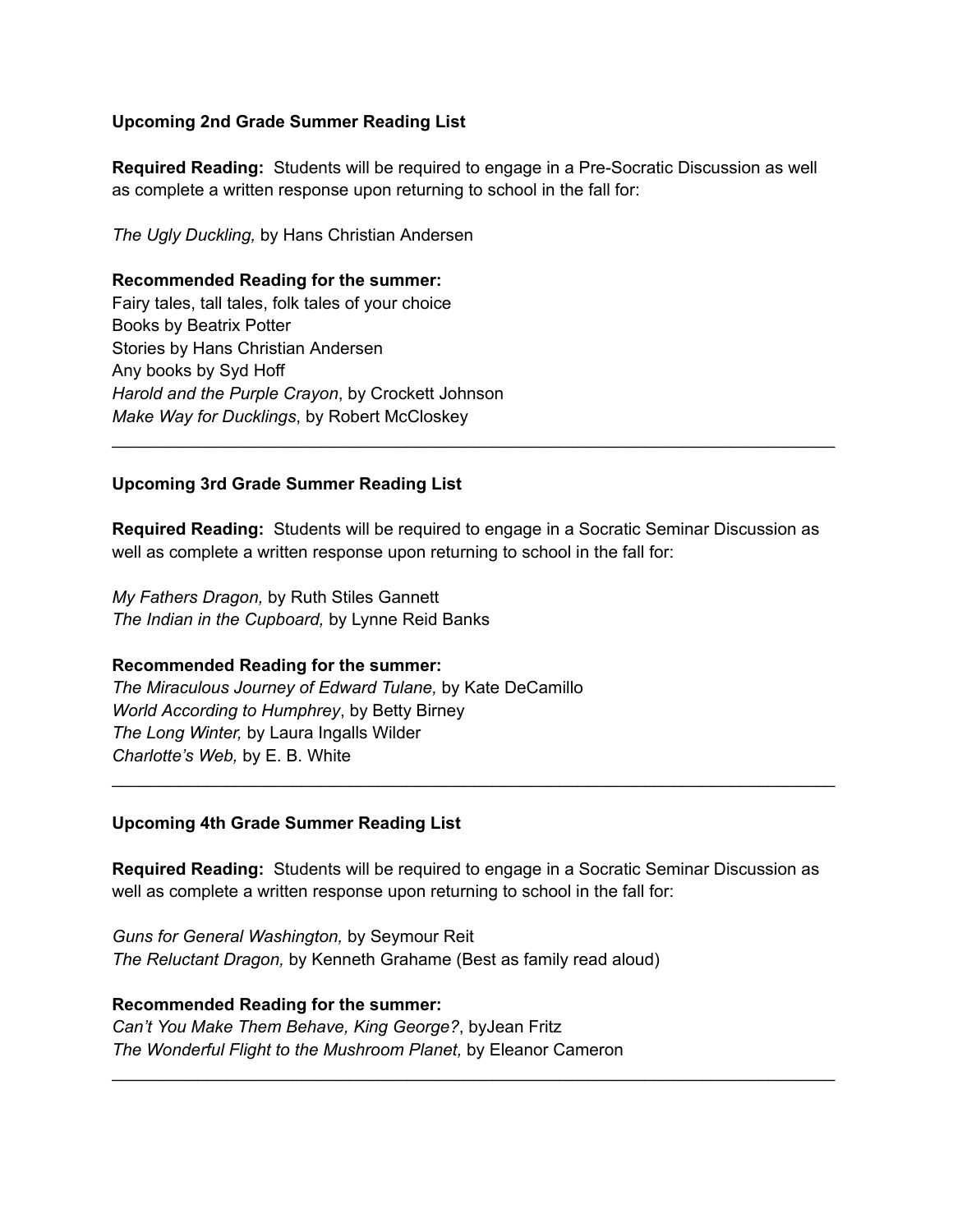**Upcoming 2nd Grade Summer Reading List**

**Required Reading:** Students will be required to engage in a Pre-Socratic Discussion as well as complete a written response upon returning to school in the fall for:

*The Ugly Duckling,* by Hans Christian Andersen

**Recommended Reading for the summer:**
Fairy tales, tall tales, folk tales of your choice
Books by Beatrix Potter
Stories by Hans Christian Andersen
Any books by Syd Hoff
*Harold and the Purple Crayon*, by Crockett Johnson
*Make Way for Ducklings*, by Robert McCloskey

---

**Upcoming 3rd Grade Summer Reading List**

**Required Reading:** Students will be required to engage in a Socratic Seminar Discussion as well as complete a written response upon returning to school in the fall for:

*My Fathers Dragon,* by Ruth Stiles Gannett
*The Indian in the Cupboard,* by Lynne Reid Banks

**Recommended Reading for the summer:**
*The Miraculous Journey of Edward Tulane,* by Kate DeCamillo
*World According to Humphrey*, by Betty Birney
*The Long Winter,* by Laura Ingalls Wilder
*Charlotte's Web,* by E. B. White

---

**Upcoming 4th Grade Summer Reading List**

**Required Reading:** Students will be required to engage in a Socratic Seminar Discussion as well as complete a written response upon returning to school in the fall for:

*Guns for General Washington,* by Seymour Reit
*The Reluctant Dragon,* by Kenneth Grahame (Best as family read aloud)

**Recommended Reading for the summer:**
*Can't You Make Them Behave, King George?*, byJean Fritz
*The Wonderful Flight to the Mushroom Planet,* by Eleanor Cameron

---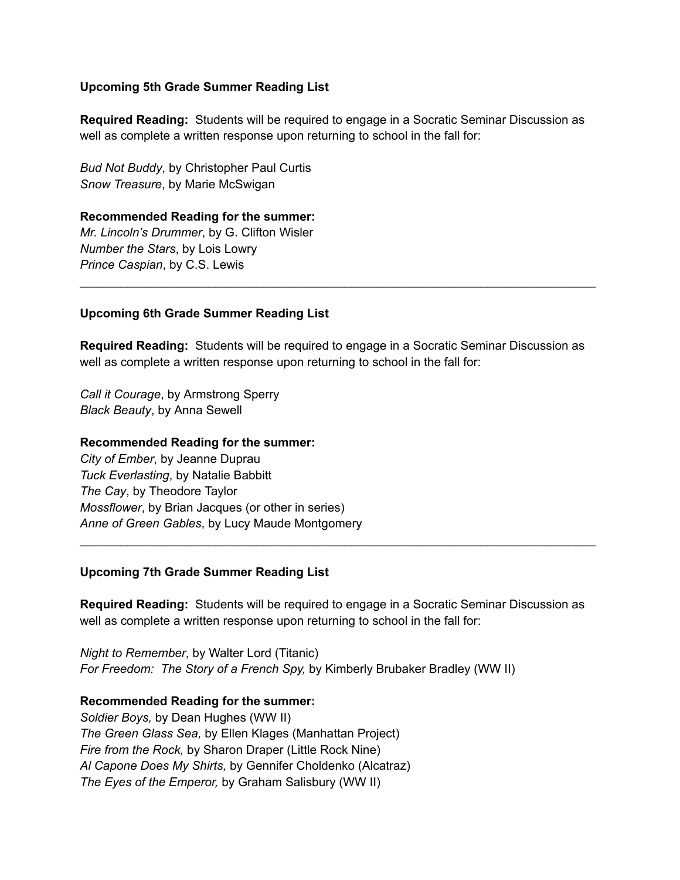**Upcoming 5th Grade Summer Reading List**

**Required Reading:** Students will be required to engage in a Socratic Seminar Discussion as well as complete a written response upon returning to school in the fall for:

*Bud Not Buddy*, by Christopher Paul Curtis
*Snow Treasure*, by Marie McSwigan

**Recommended Reading for the summer:**
*Mr. Lincoln's Drummer*, by G. Clifton Wisler
*Number the Stars*, by Lois Lowry
*Prince Caspian*, by C.S. Lewis

---

**Upcoming 6th Grade Summer Reading List**

**Required Reading:** Students will be required to engage in a Socratic Seminar Discussion as well as complete a written response upon returning to school in the fall for:

*Call it Courage*, by Armstrong Sperry
*Black Beauty*, by Anna Sewell

**Recommended Reading for the summer:**
*City of Ember*, by Jeanne Duprau
*Tuck Everlasting*, by Natalie Babbitt
*The Cay*, by Theodore Taylor
*Mossflower*, by Brian Jacques (or other in series)
*Anne of Green Gables*, by Lucy Maude Montgomery

---

**Upcoming 7th Grade Summer Reading List**

**Required Reading:** Students will be required to engage in a Socratic Seminar Discussion as well as complete a written response upon returning to school in the fall for:

*Night to Remember*, by Walter Lord (Titanic)
*For Freedom: The Story of a French Spy,* by Kimberly Brubaker Bradley (WW II)

**Recommended Reading for the summer:**
*Soldier Boys,* by Dean Hughes (WW II)
*The Green Glass Sea,* by Ellen Klages (Manhattan Project)
*Fire from the Rock,* by Sharon Draper (Little Rock Nine)
*Al Capone Does My Shirts,* by Gennifer Choldenko (Alcatraz)
*The Eyes of the Emperor,* by Graham Salisbury (WW II)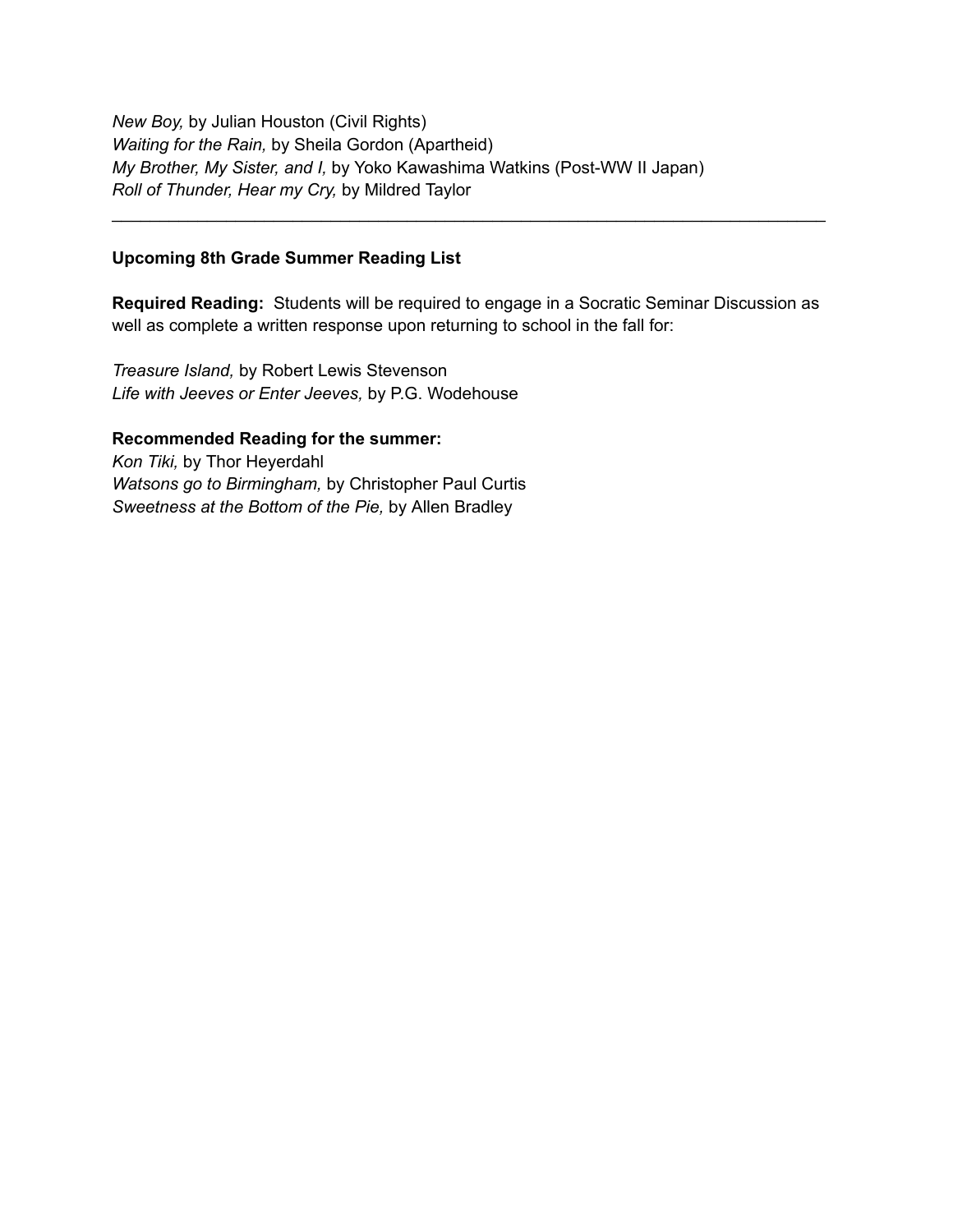*New Boy,* by Julian Houston (Civil Rights)
*Waiting for the Rain,* by Sheila Gordon (Apartheid)
*My Brother, My Sister, and I,* by Yoko Kawashima Watkins (Post-WW II Japan)
*Roll of Thunder, Hear my Cry,* by Mildred Taylor

---

**Upcoming 8th Grade Summer Reading List**

**Required Reading:** Students will be required to engage in a Socratic Seminar Discussion as well as complete a written response upon returning to school in the fall for:

*Treasure Island,* by Robert Lewis Stevenson
*Life with Jeeves or Enter Jeeves,* by P.G. Wodehouse

**Recommended Reading for the summer:**
*Kon Tiki,* by Thor Heyerdahl
*Watsons go to Birmingham,* by Christopher Paul Curtis
*Sweetness at the Bottom of the Pie,* by Allen Bradley